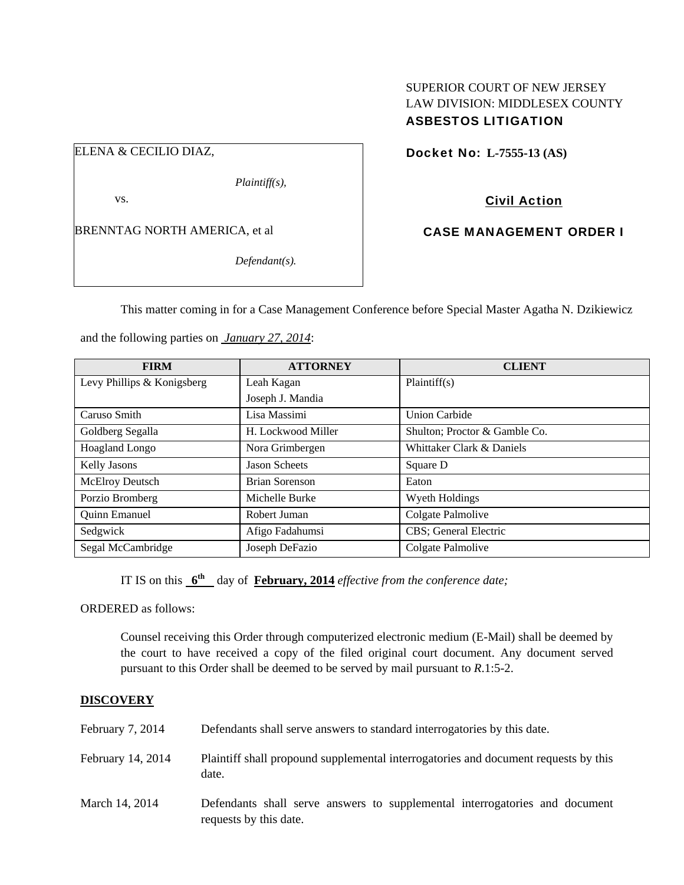SUPERIOR COURT OF NEW JERSEY
LAW DIVISION: MIDDLESEX COUNTY
**ASBESTOS LITIGATION**

ELENA & CECILIO DIAZ,

*Plaintiff(s),*

vs.

BRENNTAG NORTH AMERICA, et al

*Defendant(s).*

**Docket No: L-7555-13 (AS)**

**Civil Action**

**CASE MANAGEMENT ORDER I**

This matter coming in for a Case Management Conference before Special Master Agatha N. Dzikiewicz and the following parties on *January 27, 2014*:

| FIRM | ATTORNEY | CLIENT |
|---|---|---|
| Levy Phillips & Konigsberg | Leah Kagan<br>Joseph J. Mandia | Plaintiff(s) |
| Caruso Smith | Lisa Massimi | Union Carbide |
| Goldberg Segalla | H. Lockwood Miller | Shulton; Proctor & Gamble Co. |
| Hoagland Longo | Nora Grimbergen | Whittaker Clark & Daniels |
| Kelly Jasons | Jason Scheets | Square D |
| McElroy Deutsch | Brian Sorenson | Eaton |
| Porzio Bromberg | Michelle Burke | Wyeth Holdings |
| Quinn Emanuel | Robert Juman | Colgate Palmolive |
| Sedgwick | Afigo Fadahumsi | CBS; General Electric |
| Segal McCambridge | Joseph DeFazio | Colgate Palmolive |

IT IS on this **6th** day of **February, 2014** *effective from the conference date;*

ORDERED as follows:

Counsel receiving this Order through computerized electronic medium (E-Mail) shall be deemed by the court to have received a copy of the filed original court document. Any document served pursuant to this Order shall be deemed to be served by mail pursuant to *R*.1:5-2.

**DISCOVERY**

| | |
|---|---|
| February 7, 2014 | Defendants shall serve answers to standard interrogatories by this date. |
| February 14, 2014 | Plaintiff shall propound supplemental interrogatories and document requests by this date. |
| March 14, 2014 | Defendants shall serve answers to supplemental interrogatories and document requests by this date. |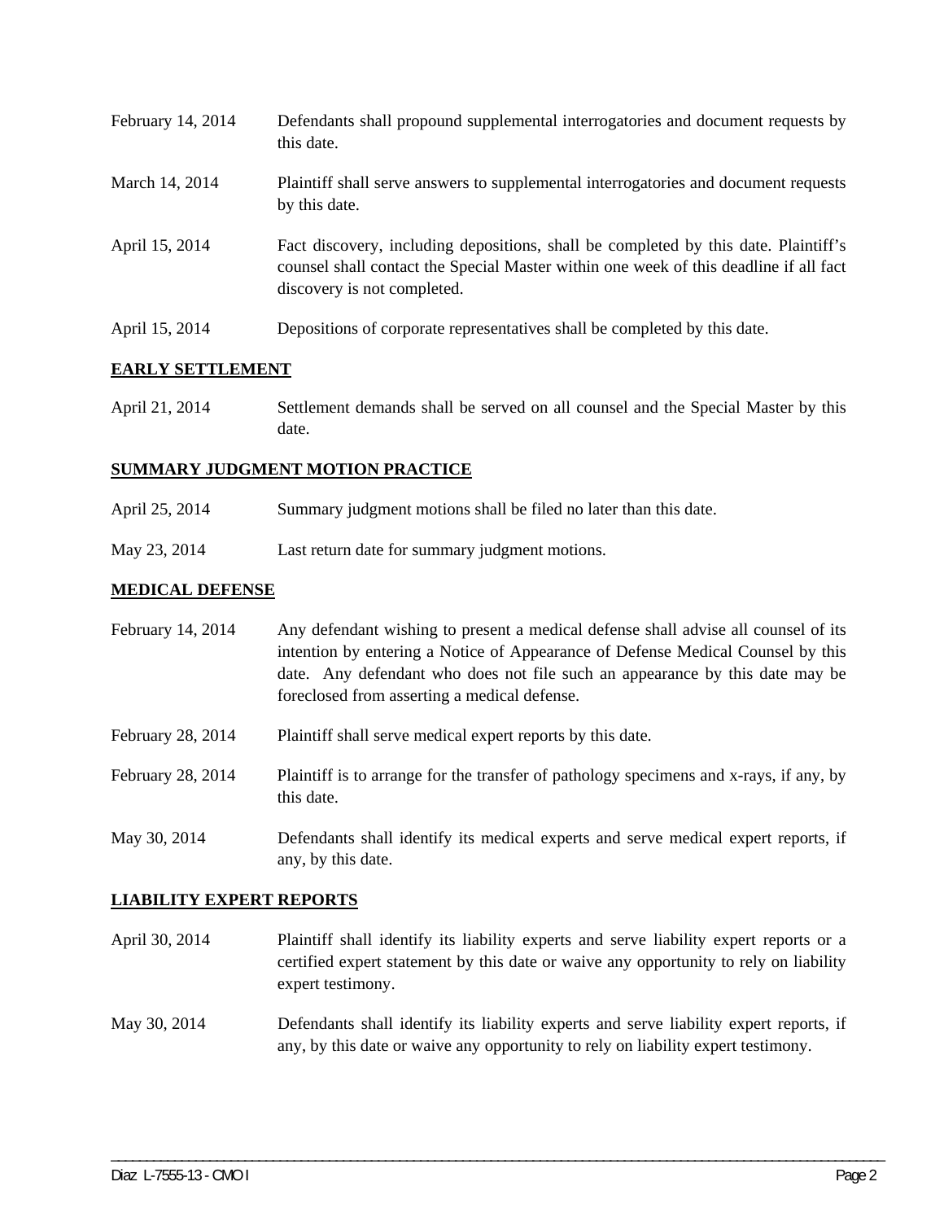| | |
|---|---|
| February 14, 2014 | Defendants shall propound supplemental interrogatories and document requests by this date. |
| March 14, 2014 | Plaintiff shall serve answers to supplemental interrogatories and document requests by this date. |
| April 15, 2014 | Fact discovery, including depositions, shall be completed by this date. Plaintiff's counsel shall contact the Special Master within one week of this deadline if all fact discovery is not completed. |
| April 15, 2014 | Depositions of corporate representatives shall be completed by this date. |

**EARLY SETTLEMENT**

| | |
|---|---|
| April 21, 2014 | Settlement demands shall be served on all counsel and the Special Master by this date. |

**SUMMARY JUDGMENT MOTION PRACTICE**

| | |
|---|---|
| April 25, 2014 | Summary judgment motions shall be filed no later than this date. |
| May 23, 2014 | Last return date for summary judgment motions. |

**MEDICAL DEFENSE**

| | |
|---|---|
| February 14, 2014 | Any defendant wishing to present a medical defense shall advise all counsel of its intention by entering a Notice of Appearance of Defense Medical Counsel by this date. Any defendant who does not file such an appearance by this date may be foreclosed from asserting a medical defense. |
| February 28, 2014 | Plaintiff shall serve medical expert reports by this date. |
| February 28, 2014 | Plaintiff is to arrange for the transfer of pathology specimens and x-rays, if any, by this date. |
| May 30, 2014 | Defendants shall identify its medical experts and serve medical expert reports, if any, by this date. |

**LIABILITY EXPERT REPORTS**

| | |
|---|---|
| April 30, 2014 | Plaintiff shall identify its liability experts and serve liability expert reports or a certified expert statement by this date or waive any opportunity to rely on liability expert testimony. |
| May 30, 2014 | Defendants shall identify its liability experts and serve liability expert reports, if any, by this date or waive any opportunity to rely on liability expert testimony. |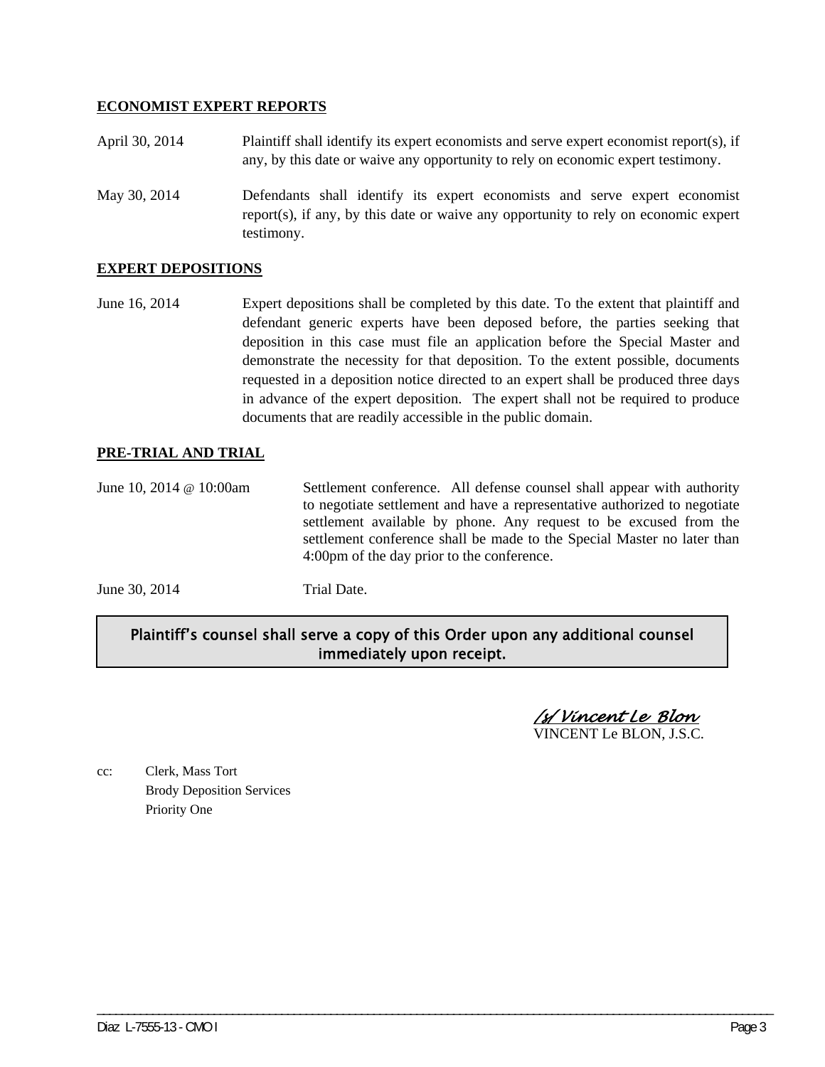**ECONOMIST EXPERT REPORTS**

| | |
|---|---|
| April 30, 2014 | Plaintiff shall identify its expert economists and serve expert economist report(s), if any, by this date or waive any opportunity to rely on economic expert testimony. |
| May 30, 2014 | Defendants shall identify its expert economists and serve expert economist report(s), if any, by this date or waive any opportunity to rely on economic expert testimony. |

**EXPERT DEPOSITIONS**

| | |
|---|---|
| June 16, 2014 | Expert depositions shall be completed by this date. To the extent that plaintiff and defendant generic experts have been deposed before, the parties seeking that deposition in this case must file an application before the Special Master and demonstrate the necessity for that deposition. To the extent possible, documents requested in a deposition notice directed to an expert shall be produced three days in advance of the expert deposition. The expert shall not be required to produce documents that are readily accessible in the public domain. |

**PRE-TRIAL AND TRIAL**

| | |
|---|---|
| June 10, 2014 @ 10:00am | Settlement conference. All defense counsel shall appear with authority to negotiate settlement and have a representative authorized to negotiate settlement available by phone. Any request to be excused from the settlement conference shall be made to the Special Master no later than 4:00pm of the day prior to the conference. |
| June 30, 2014 | Trial Date. |

**Plaintiff's counsel shall serve a copy of this Order upon any additional counsel immediately upon receipt.**

/s/ Vincent Le Blon
VINCENT Le BLON, J.S.C.

cc: Clerk, Mass Tort
Brody Deposition Services
Priority One